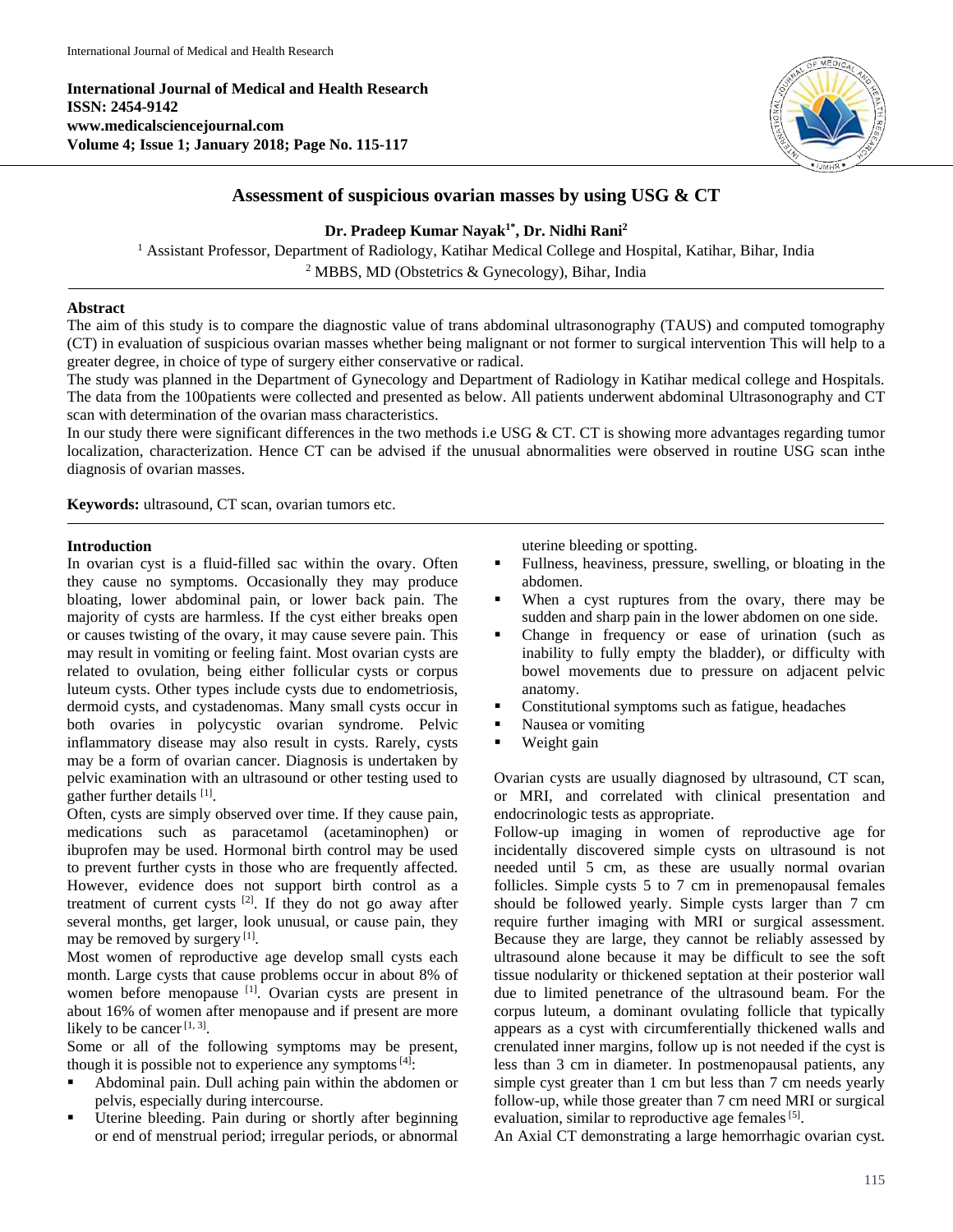**International Journal of Medical and Health Research**
**ISSN: 2454-9142**
**www.medicalsciencejournal.com**
**Volume 4; Issue 1; January 2018; Page No. 115-117**

# Assessment of suspicious ovarian masses by using USG & CT

**Dr. Pradeep Kumar Nayak[1*], Dr. Nidhi Rani[2]**

[1] Assistant Professor, Department of Radiology, Katihar Medical College and Hospital, Katihar, Bihar, India
[2] MBBS, MD (Obstetrics & Gynecology), Bihar, India

## Abstract

The aim of this study is to compare the diagnostic value of trans abdominal ultrasonography (TAUS) and computed tomography (CT) in evaluation of suspicious ovarian masses whether being malignant or not former to surgical intervention This will help to a greater degree, in choice of type of surgery either conservative or radical.

The study was planned in the Department of Gynecology and Department of Radiology in Katihar medical college and Hospitals. The data from the 100patients were collected and presented as below. All patients underwent abdominal Ultrasonography and CT scan with determination of the ovarian mass characteristics.

In our study there were significant differences in the two methods i.e USG & CT. CT is showing more advantages regarding tumor localization, characterization. Hence CT can be advised if the unusual abnormalities were observed in routine USG scan inthe diagnosis of ovarian masses.

**Keywords:** ultrasound, CT scan, ovarian tumors etc.

## Introduction

In ovarian cyst is a fluid-filled sac within the ovary. Often they cause no symptoms. Occasionally they may produce bloating, lower abdominal pain, or lower back pain. The majority of cysts are harmless. If the cyst either breaks open or causes twisting of the ovary, it may cause severe pain. This may result in vomiting or feeling faint. Most ovarian cysts are related to ovulation, being either follicular cysts or corpus luteum cysts. Other types include cysts due to endometriosis, dermoid cysts, and cystadenomas. Many small cysts occur in both ovaries in polycystic ovarian syndrome. Pelvic inflammatory disease may also result in cysts. Rarely, cysts may be a form of ovarian cancer. Diagnosis is undertaken by pelvic examination with an ultrasound or other testing used to gather further details [1].

Often, cysts are simply observed over time. If they cause pain, medications such as paracetamol (acetaminophen) or ibuprofen may be used. Hormonal birth control may be used to prevent further cysts in those who are frequently affected. However, evidence does not support birth control as a treatment of current cysts [2]. If they do not go away after several months, get larger, look unusual, or cause pain, they may be removed by surgery [1].

Most women of reproductive age develop small cysts each month. Large cysts that cause problems occur in about 8% of women before menopause [1]. Ovarian cysts are present in about 16% of women after menopause and if present are more likely to be cancer [1, 3].

Some or all of the following symptoms may be present, though it is possible not to experience any symptoms [4]:

- Abdominal pain. Dull aching pain within the abdomen or pelvis, especially during intercourse.
- Uterine bleeding. Pain during or shortly after beginning or end of menstrual period; irregular periods, or abnormal uterine bleeding or spotting.
- Fullness, heaviness, pressure, swelling, or bloating in the abdomen.
- When a cyst ruptures from the ovary, there may be sudden and sharp pain in the lower abdomen on one side.
- Change in frequency or ease of urination (such as inability to fully empty the bladder), or difficulty with bowel movements due to pressure on adjacent pelvic anatomy.
- Constitutional symptoms such as fatigue, headaches
- Nausea or vomiting
- Weight gain

Ovarian cysts are usually diagnosed by ultrasound, CT scan, or MRI, and correlated with clinical presentation and endocrinologic tests as appropriate.

Follow-up imaging in women of reproductive age for incidentally discovered simple cysts on ultrasound is not needed until 5 cm, as these are usually normal ovarian follicles. Simple cysts 5 to 7 cm in premenopausal females should be followed yearly. Simple cysts larger than 7 cm require further imaging with MRI or surgical assessment. Because they are large, they cannot be reliably assessed by ultrasound alone because it may be difficult to see the soft tissue nodularity or thickened septation at their posterior wall due to limited penetrance of the ultrasound beam. For the corpus luteum, a dominant ovulating follicle that typically appears as a cyst with circumferentially thickened walls and crenulated inner margins, follow up is not needed if the cyst is less than 3 cm in diameter. In postmenopausal patients, any simple cyst greater than 1 cm but less than 7 cm needs yearly follow-up, while those greater than 7 cm need MRI or surgical evaluation, similar to reproductive age females [5].

An Axial CT demonstrating a large hemorrhagic ovarian cyst.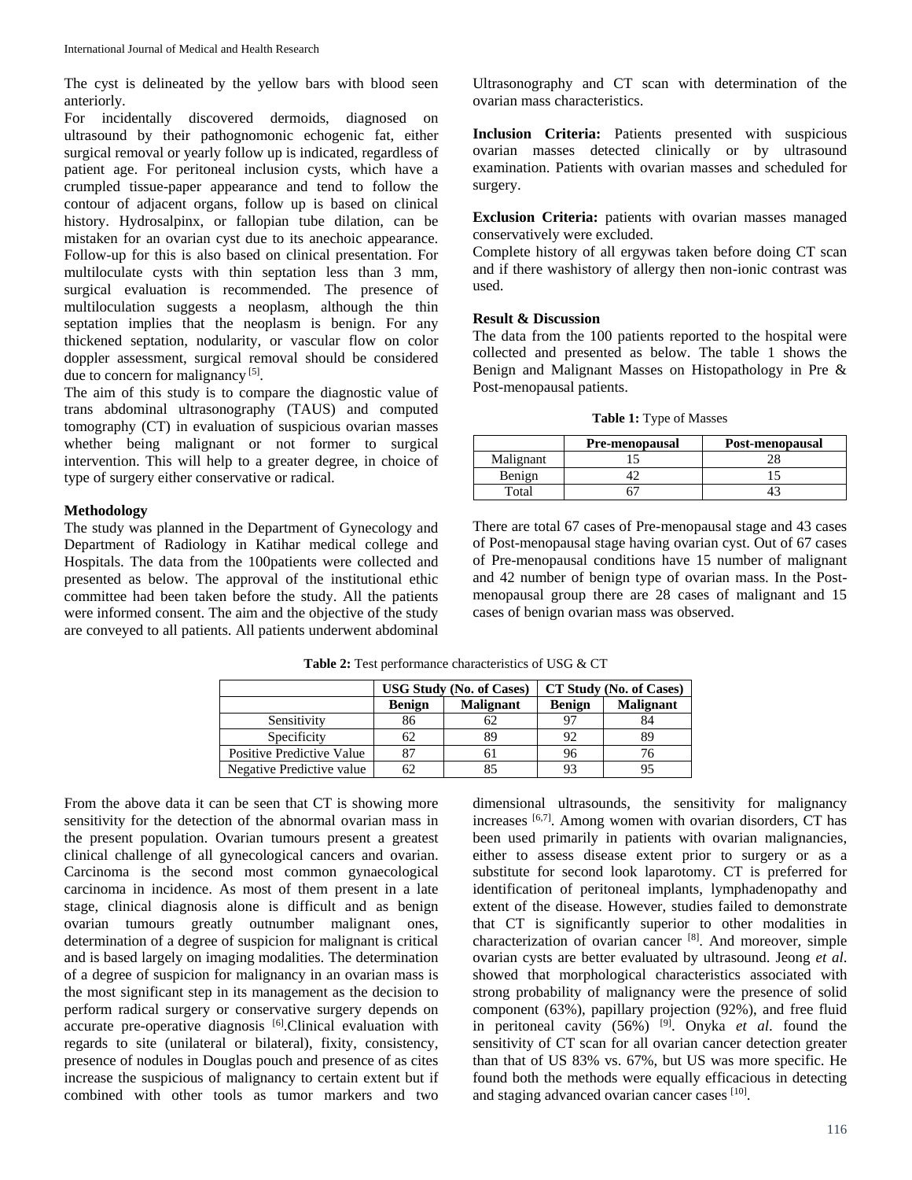The cyst is delineated by the yellow bars with blood seen anteriorly.

For incidentally discovered dermoids, diagnosed on ultrasound by their pathognomonic echogenic fat, either surgical removal or yearly follow up is indicated, regardless of patient age. For peritoneal inclusion cysts, which have a crumpled tissue-paper appearance and tend to follow the contour of adjacent organs, follow up is based on clinical history. Hydrosalpinx, or fallopian tube dilation, can be mistaken for an ovarian cyst due to its anechoic appearance. Follow-up for this is also based on clinical presentation. For multiloculate cysts with thin septation less than 3 mm, surgical evaluation is recommended. The presence of multiloculation suggests a neoplasm, although the thin septation implies that the neoplasm is benign. For any thickened septation, nodularity, or vascular flow on color doppler assessment, surgical removal should be considered due to concern for malignancy [5].

The aim of this study is to compare the diagnostic value of trans abdominal ultrasonography (TAUS) and computed tomography (CT) in evaluation of suspicious ovarian masses whether being malignant or not former to surgical intervention. This will help to a greater degree, in choice of type of surgery either conservative or radical.

## Methodology

The study was planned in the Department of Gynecology and Department of Radiology in Katihar medical college and Hospitals. The data from the 100patients were collected and presented as below. The approval of the institutional ethic committee had been taken before the study. All the patients were informed consent. The aim and the objective of the study are conveyed to all patients. All patients underwent abdominal Ultrasonography and CT scan with determination of the ovarian mass characteristics.

**Inclusion Criteria:** Patients presented with suspicious ovarian masses detected clinically or by ultrasound examination. Patients with ovarian masses and scheduled for surgery.

**Exclusion Criteria:** patients with ovarian masses managed conservatively were excluded.

Complete history of all ergywas taken before doing CT scan and if there washistory of allergy then non-ionic contrast was used.

## Result & Discussion

The data from the 100 patients reported to the hospital were collected and presented as below. The table 1 shows the Benign and Malignant Masses on Histopathology in Pre & Post-menopausal patients.

**Table 1:** Type of Masses

| | Pre-menopausal | Post-menopausal |
|---|---|---|
| Malignant | 15 | 28 |
| Benign | 42 | 15 |
| Total | 67 | 43 |

There are total 67 cases of Pre-menopausal stage and 43 cases of Post-menopausal stage having ovarian cyst. Out of 67 cases of Pre-menopausal conditions have 15 number of malignant and 42 number of benign type of ovarian mass. In the Post-menopausal group there are 28 cases of malignant and 15 cases of benign ovarian mass was observed.

**Table 2:** Test performance characteristics of USG & CT

| | USG Study (No. of Cases) | | CT Study (No. of Cases) | |
|---|---|---|---|---|
| | Benign | Malignant | Benign | Malignant |
| Sensitivity | 86 | 62 | 97 | 84 |
| Specificity | 62 | 89 | 92 | 89 |
| Positive Predictive Value | 87 | 61 | 96 | 76 |
| Negative Predictive value | 62 | 85 | 93 | 95 |

From the above data it can be seen that CT is showing more sensitivity for the detection of the abnormal ovarian mass in the present population. Ovarian tumours present a greatest clinical challenge of all gynecological cancers and ovarian. Carcinoma is the second most common gynaecological carcinoma in incidence. As most of them present in a late stage, clinical diagnosis alone is difficult and as benign ovarian tumours greatly outnumber malignant ones, determination of a degree of suspicion for malignant is critical and is based largely on imaging modalities. The determination of a degree of suspicion for malignancy in an ovarian mass is the most significant step in its management as the decision to perform radical surgery or conservative surgery depends on accurate pre-operative diagnosis [6].Clinical evaluation with regards to site (unilateral or bilateral), fixity, consistency, presence of nodules in Douglas pouch and presence of as cites increase the suspicious of malignancy to certain extent but if combined with other tools as tumor markers and two dimensional ultrasounds, the sensitivity for malignancy increases [6,7]. Among women with ovarian disorders, CT has been used primarily in patients with ovarian malignancies, either to assess disease extent prior to surgery or as a substitute for second look laparotomy. CT is preferred for identification of peritoneal implants, lymphadenopathy and extent of the disease. However, studies failed to demonstrate that CT is significantly superior to other modalities in characterization of ovarian cancer [8]. And moreover, simple ovarian cysts are better evaluated by ultrasound. Jeong *et al*. showed that morphological characteristics associated with strong probability of malignancy were the presence of solid component (63%), papillary projection (92%), and free fluid in peritoneal cavity (56%) [9]. Onyka *et al*. found the sensitivity of CT scan for all ovarian cancer detection greater than that of US 83% vs. 67%, but US was more specific. He found both the methods were equally efficacious in detecting and staging advanced ovarian cancer cases [10].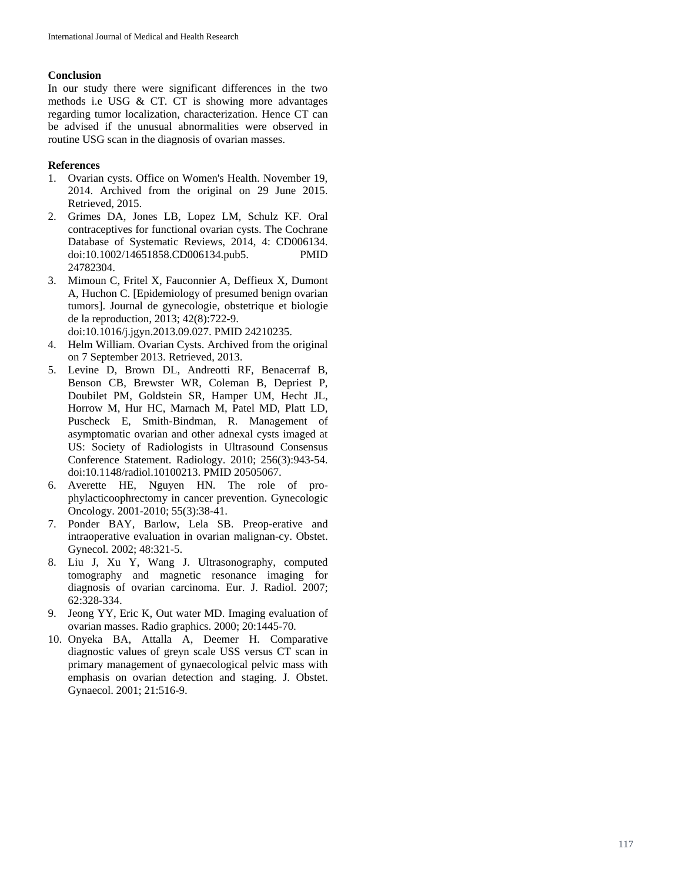## Conclusion

In our study there were significant differences in the two methods i.e USG & CT. CT is showing more advantages regarding tumor localization, characterization. Hence CT can be advised if the unusual abnormalities were observed in routine USG scan in the diagnosis of ovarian masses.

## References

1. Ovarian cysts. Office on Women's Health. November 19, 2014. Archived from the original on 29 June 2015. Retrieved, 2015.
2. Grimes DA, Jones LB, Lopez LM, Schulz KF. Oral contraceptives for functional ovarian cysts. The Cochrane Database of Systematic Reviews, 2014, 4: CD006134. doi:10.1002/14651858.CD006134.pub5. PMID 24782304.
3. Mimoun C, Fritel X, Fauconnier A, Deffieux X, Dumont A, Huchon C. [Epidemiology of presumed benign ovarian tumors]. Journal de gynecologie, obstetrique et biologie de la reproduction, 2013; 42(8):722-9. doi:10.1016/j.jgyn.2013.09.027. PMID 24210235.
4. Helm William. Ovarian Cysts. Archived from the original on 7 September 2013. Retrieved, 2013.
5. Levine D, Brown DL, Andreotti RF, Benacerraf B, Benson CB, Brewster WR, Coleman B, Depriest P, Doubilet PM, Goldstein SR, Hamper UM, Hecht JL, Horrow M, Hur HC, Marnach M, Patel MD, Platt LD, Puscheck E, Smith-Bindman, R. Management of asymptomatic ovarian and other adnexal cysts imaged at US: Society of Radiologists in Ultrasound Consensus Conference Statement. Radiology. 2010; 256(3):943-54. doi:10.1148/radiol.10100213. PMID 20505067.
6. Averette HE, Nguyen HN. The role of pro-phylacticoophrectomy in cancer prevention. Gynecologic Oncology. 2001-2010; 55(3):38-41.
7. Ponder BAY, Barlow, Lela SB. Preop-erative and intraoperative evaluation in ovarian malignan-cy. Obstet. Gynecol. 2002; 48:321-5.
8. Liu J, Xu Y, Wang J. Ultrasonography, computed tomography and magnetic resonance imaging for diagnosis of ovarian carcinoma. Eur. J. Radiol. 2007; 62:328-334.
9. Jeong YY, Eric K, Out water MD. Imaging evaluation of ovarian masses. Radio graphics. 2000; 20:1445-70.
10. Onyeka BA, Attalla A, Deemer H. Comparative diagnostic values of greyn scale USS versus CT scan in primary management of gynaecological pelvic mass with emphasis on ovarian detection and staging. J. Obstet. Gynaecol. 2001; 21:516-9.